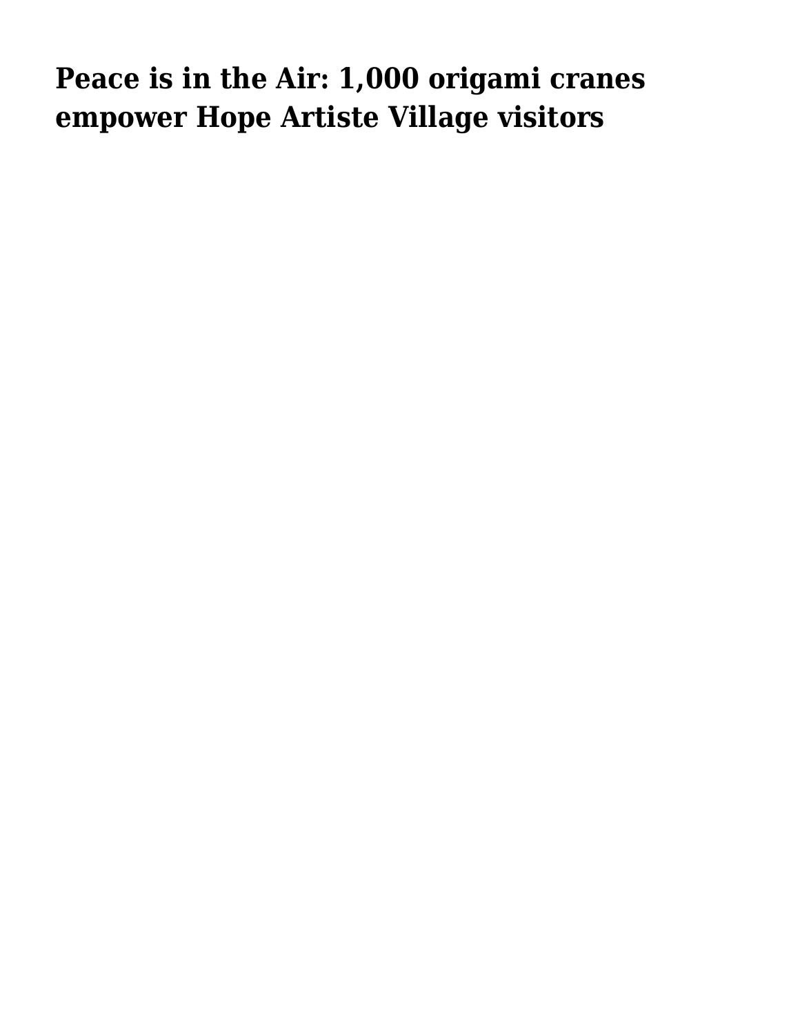# Peace is in the Air: 1,000 origami cranes empower Hope Artiste Village visitors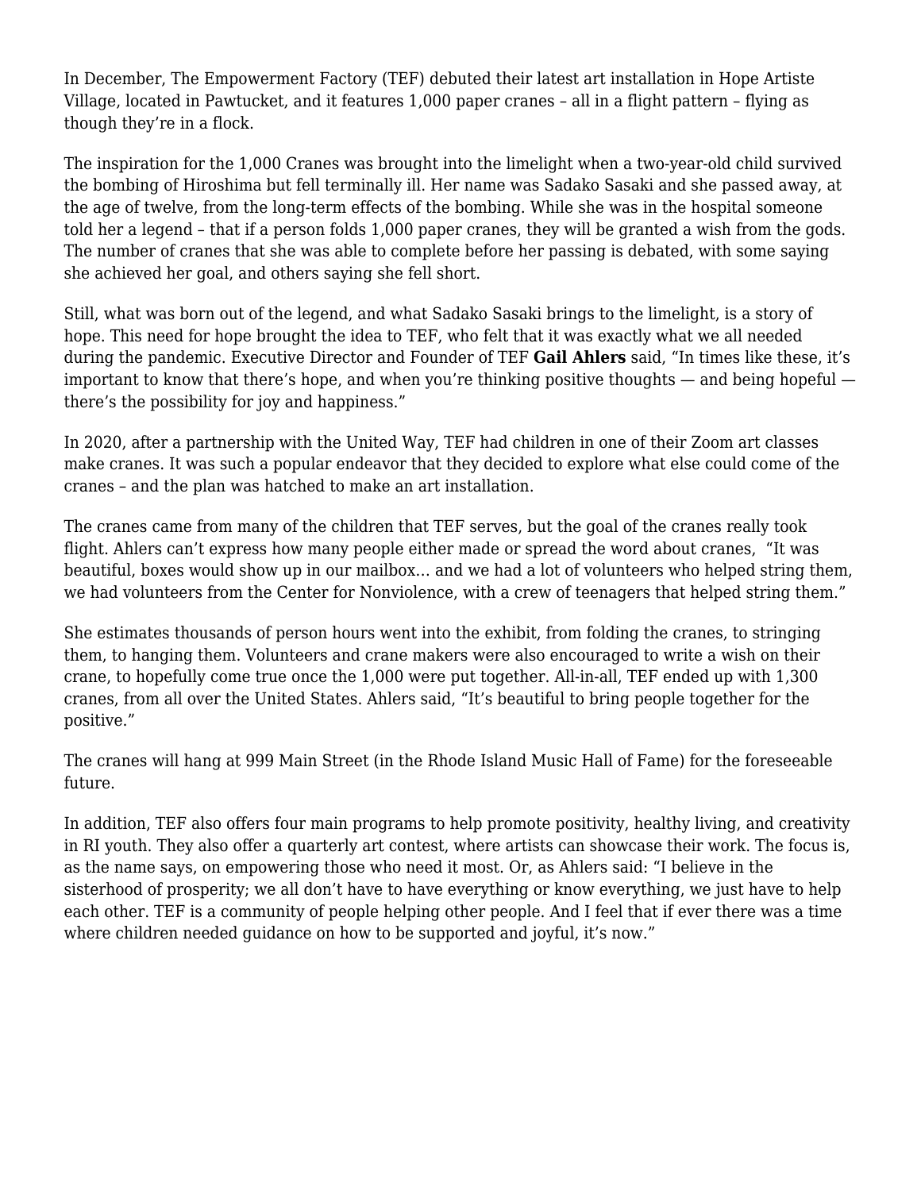In December, The Empowerment Factory (TEF) debuted their latest art installation in Hope Artiste Village, located in Pawtucket, and it features 1,000 paper cranes – all in a flight pattern – flying as though they're in a flock.

The inspiration for the 1,000 Cranes was brought into the limelight when a two-year-old child survived the bombing of Hiroshima but fell terminally ill. Her name was Sadako Sasaki and she passed away, at the age of twelve, from the long-term effects of the bombing. While she was in the hospital someone told her a legend – that if a person folds 1,000 paper cranes, they will be granted a wish from the gods. The number of cranes that she was able to complete before her passing is debated, with some saying she achieved her goal, and others saying she fell short.

Still, what was born out of the legend, and what Sadako Sasaki brings to the limelight, is a story of hope. This need for hope brought the idea to TEF, who felt that it was exactly what we all needed during the pandemic. Executive Director and Founder of TEF **Gail Ahlers** said, "In times like these, it's important to know that there's hope, and when you're thinking positive thoughts — and being hopeful — there's the possibility for joy and happiness."

In 2020, after a partnership with the United Way, TEF had children in one of their Zoom art classes make cranes. It was such a popular endeavor that they decided to explore what else could come of the cranes – and the plan was hatched to make an art installation.

The cranes came from many of the children that TEF serves, but the goal of the cranes really took flight. Ahlers can't express how many people either made or spread the word about cranes, "It was beautiful, boxes would show up in our mailbox… and we had a lot of volunteers who helped string them, we had volunteers from the Center for Nonviolence, with a crew of teenagers that helped string them."

She estimates thousands of person hours went into the exhibit, from folding the cranes, to stringing them, to hanging them. Volunteers and crane makers were also encouraged to write a wish on their crane, to hopefully come true once the 1,000 were put together. All-in-all, TEF ended up with 1,300 cranes, from all over the United States. Ahlers said, "It's beautiful to bring people together for the positive."

The cranes will hang at 999 Main Street (in the Rhode Island Music Hall of Fame) for the foreseeable future.

In addition, TEF also offers four main programs to help promote positivity, healthy living, and creativity in RI youth. They also offer a quarterly art contest, where artists can showcase their work. The focus is, as the name says, on empowering those who need it most. Or, as Ahlers said: "I believe in the sisterhood of prosperity; we all don't have to have everything or know everything, we just have to help each other. TEF is a community of people helping other people. And I feel that if ever there was a time where children needed guidance on how to be supported and joyful, it's now."